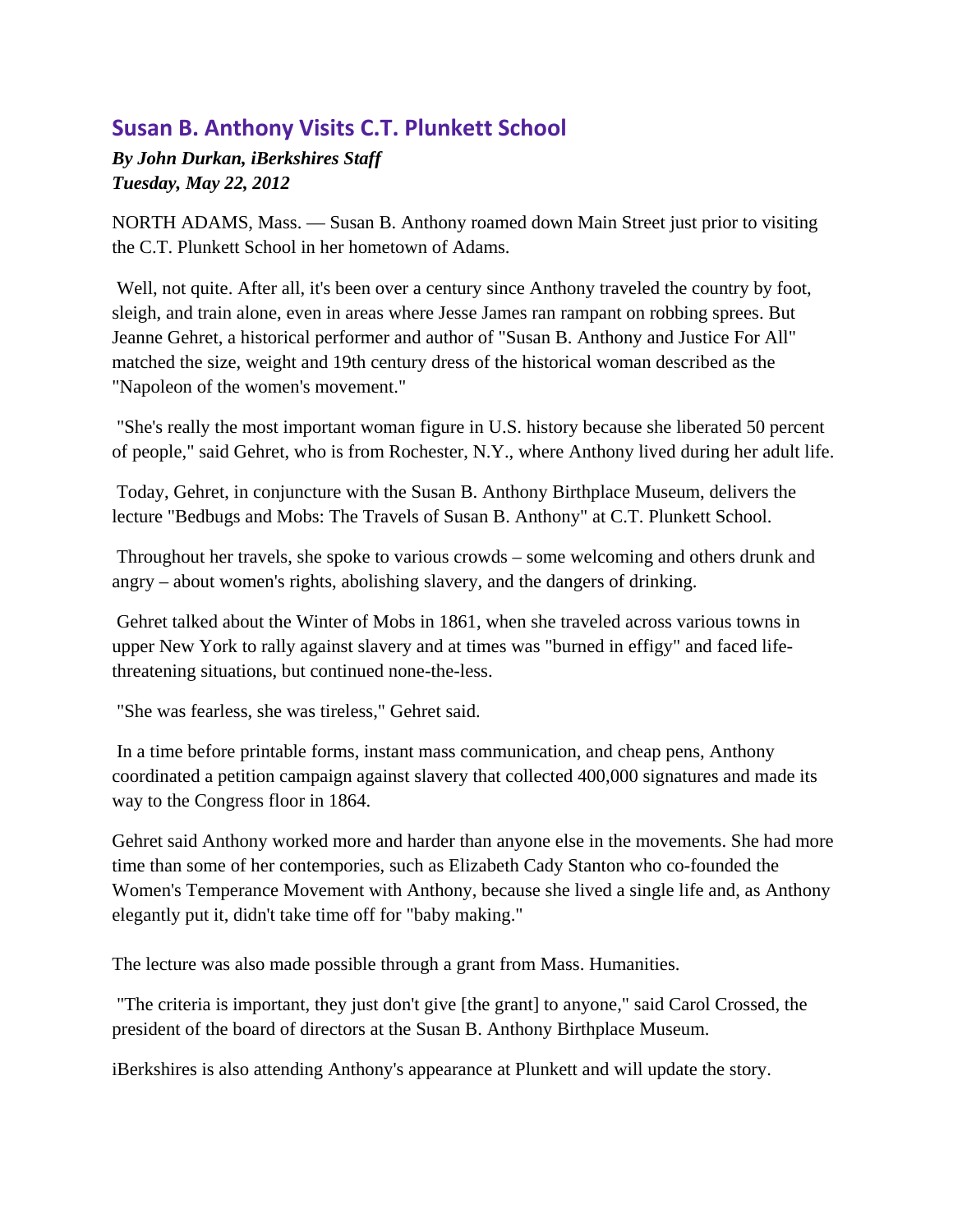# Susan B. Anthony Visits C.T. Plunkett School

***By John Durkan, iBerkshires Staff***
***Tuesday, May 22, 2012***

NORTH ADAMS, Mass. — Susan B. Anthony roamed down Main Street just prior to visiting the C.T. Plunkett School in her hometown of Adams.

Well, not quite. After all, it's been over a century since Anthony traveled the country by foot, sleigh, and train alone, even in areas where Jesse James ran rampant on robbing sprees. But Jeanne Gehret, a historical performer and author of "Susan B. Anthony and Justice For All" matched the size, weight and 19th century dress of the historical woman described as the "Napoleon of the women's movement."

"She's really the most important woman figure in U.S. history because she liberated 50 percent of people," said Gehret, who is from Rochester, N.Y., where Anthony lived during her adult life.

Today, Gehret, in conjuncture with the Susan B. Anthony Birthplace Museum, delivers the lecture "Bedbugs and Mobs: The Travels of Susan B. Anthony" at C.T. Plunkett School.

Throughout her travels, she spoke to various crowds – some welcoming and others drunk and angry – about women's rights, abolishing slavery, and the dangers of drinking.

Gehret talked about the Winter of Mobs in 1861, when she traveled across various towns in upper New York to rally against slavery and at times was "burned in effigy" and faced life-threatening situations, but continued none-the-less.

"She was fearless, she was tireless," Gehret said.

In a time before printable forms, instant mass communication, and cheap pens, Anthony coordinated a petition campaign against slavery that collected 400,000 signatures and made its way to the Congress floor in 1864.

Gehret said Anthony worked more and harder than anyone else in the movements. She had more time than some of her contempories, such as Elizabeth Cady Stanton who co-founded the Women's Temperance Movement with Anthony, because she lived a single life and, as Anthony elegantly put it, didn't take time off for "baby making."

The lecture was also made possible through a grant from Mass. Humanities.

"The criteria is important, they just don't give [the grant] to anyone," said Carol Crossed, the president of the board of directors at the Susan B. Anthony Birthplace Museum.

iBerkshires is also attending Anthony's appearance at Plunkett and will update the story.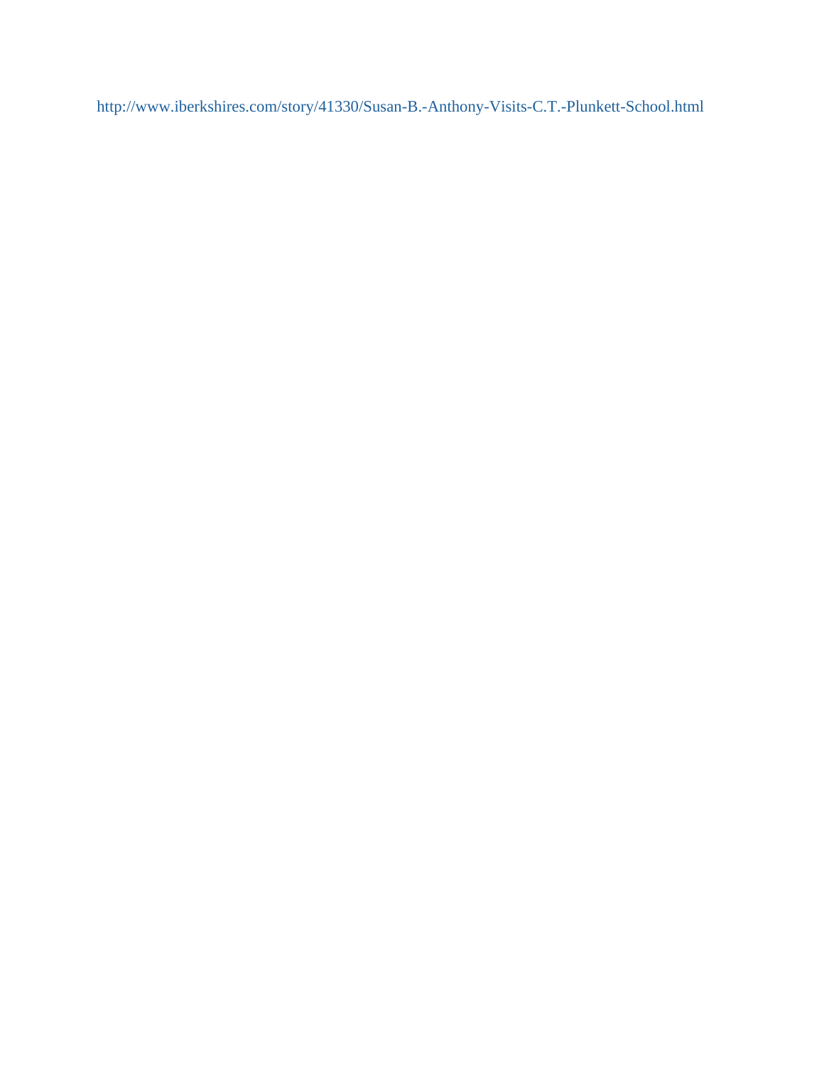http://www.iberkshires.com/story/41330/Susan-B.-Anthony-Visits-C.T.-Plunkett-School.html